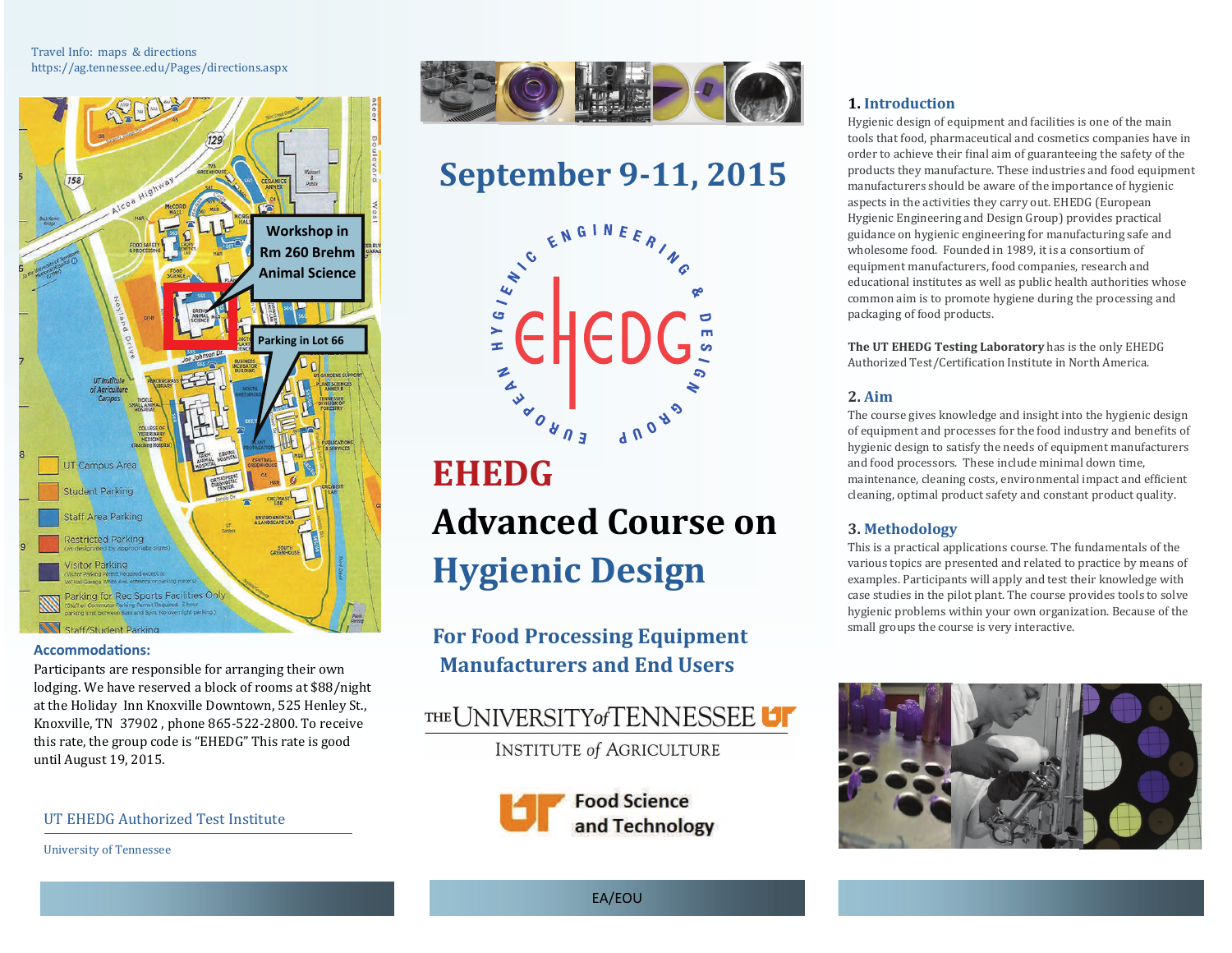Travel Info: maps & directions
https://ag.tennessee.edu/Pages/directions.aspx

Workshop in Rm 260 Brehm Animal Science

Parking in Lot 66

**Accommodations:**

Participants are responsible for arranging their own lodging. We have reserved a block of rooms at $88/night at the Holiday Inn Knoxville Downtown, 525 Henley St., Knoxville, TN 37902 , phone 865-522-2800. To receive this rate, the group code is "EHEDG" This rate is good until August 19, 2015.

UT EHEDG Authorized Test Institute

University of Tennessee

## September 9-11, 2015

European Hygienic Engineering & Design Group

# EHEDG Advanced Course on Hygienic Design

### For Food Processing Equipment Manufacturers and End Users

The University of Tennessee
Institute of Agriculture

Food Science and Technology

EA/EOU

## 1. Introduction

Hygienic design of equipment and facilities is one of the main tools that food, pharmaceutical and cosmetics companies have in order to achieve their final aim of guaranteeing the safety of the products they manufacture. These industries and food equipment manufacturers should be aware of the importance of hygienic aspects in the activities they carry out. EHEDG (European Hygienic Engineering and Design Group) provides practical guidance on hygienic engineering for manufacturing safe and wholesome food. Founded in 1989, it is a consortium of equipment manufacturers, food companies, research and educational institutes as well as public health authorities whose common aim is to promote hygiene during the processing and packaging of food products.

**The UT EHEDG Testing Laboratory** has is the only EHEDG Authorized Test/Certification Institute in North America.

## 2. Aim

The course gives knowledge and insight into the hygienic design of equipment and processes for the food industry and benefits of hygienic design to satisfy the needs of equipment manufacturers and food processors. These include minimal down time, maintenance, cleaning costs, environmental impact and efficient cleaning, optimal product safety and constant product quality.

## 3. Methodology

This is a practical applications course. The fundamentals of the various topics are presented and related to practice by means of examples. Participants will apply and test their knowledge with case studies in the pilot plant. The course provides tools to solve hygienic problems within your own organization. Because of the small groups the course is very interactive.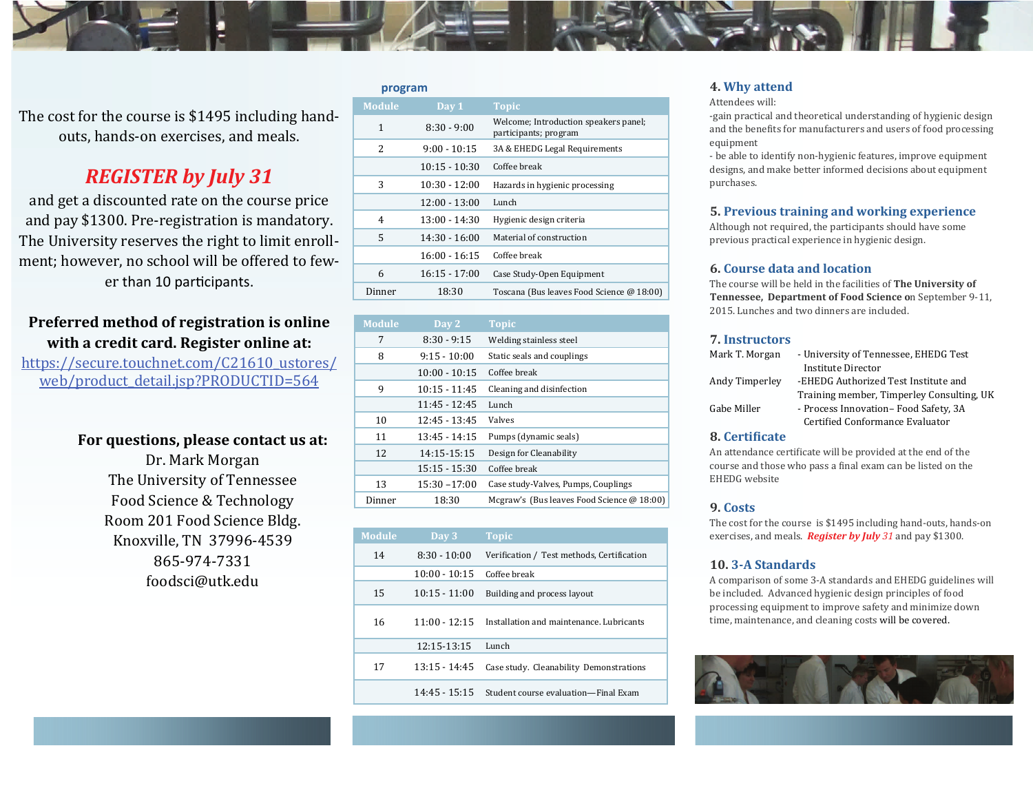The cost for the course is $1495 including handouts, hands-on exercises, and meals.

## *REGISTER by July 31*

and get a discounted rate on the course price and pay $1300. Pre-registration is mandatory. The University reserves the right to limit enrollment; however, no school will be offered to fewer than 10 participants.

**Preferred method of registration is online with a credit card. Register online at:**
https://secure.touchnet.com/C21610_ustores/web/product_detail.jsp?PRODUCTID=564

**For questions, please contact us at:**
Dr. Mark Morgan
The University of Tennessee
Food Science & Technology
Room 201 Food Science Bldg.
Knoxville, TN 37996-4539
865-974-7331
foodsci@utk.edu

## program

| Module | Day 1 | Topic |
|---|---|---|
| 1 | 8:30 - 9:00 | Welcome; Introduction speakers panel; participants; program |
| 2 | 9:00 - 10:15 | 3A & EHEDG Legal Requirements |
| | 10:15 - 10:30 | Coffee break |
| 3 | 10:30 - 12:00 | Hazards in hygienic processing |
| | 12:00 - 13:00 | Lunch |
| 4 | 13:00 - 14:30 | Hygienic design criteria |
| 5 | 14:30 - 16:00 | Material of construction |
| | 16:00 - 16:15 | Coffee break |
| 6 | 16:15 - 17:00 | Case Study-Open Equipment |
| Dinner | 18:30 | Toscana (Bus leaves Food Science @ 18:00) |

| Module | Day 2 | Topic |
|---|---|---|
| 7 | 8:30 - 9:15 | Welding stainless steel |
| 8 | 9:15 - 10:00 | Static seals and couplings |
| | 10:00 - 10:15 | Coffee break |
| 9 | 10:15 - 11:45 | Cleaning and disinfection |
| | 11:45 - 12:45 | Lunch |
| 10 | 12:45 - 13:45 | Valves |
| 11 | 13:45 - 14:15 | Pumps (dynamic seals) |
| 12 | 14:15-15:15 | Design for Cleanability |
| | 15:15 - 15:30 | Coffee break |
| 13 | 15:30 –17:00 | Case study-Valves, Pumps, Couplings |
| Dinner | 18:30 | Mcgraw's (Bus leaves Food Science @ 18:00) |

| Module | Day 3 | Topic |
|---|---|---|
| 14 | 8:30 - 10:00 | Verification / Test methods, Certification |
| | 10:00 - 10:15 | Coffee break |
| 15 | 10:15 - 11:00 | Building and process layout |
| 16 | 11:00 - 12:15 | Installation and maintenance. Lubricants |
| | 12:15-13:15 | Lunch |
| 17 | 13:15 - 14:45 | Case study. Cleanability Demonstrations |
| | 14:45 - 15:15 | Student course evaluation—Final Exam |

### 4. Why attend

Attendees will:
-gain practical and theoretical understanding of hygienic design and the benefits for manufacturers and users of food processing equipment
- be able to identify non-hygienic features, improve equipment designs, and make better informed decisions about equipment purchases.

### 5. Previous training and working experience

Although not required, the participants should have some previous practical experience in hygienic design.

### 6. Course data and location

The course will be held in the facilities of **The University of Tennessee, Department of Food Science o**n September 9-11, 2015. Lunches and two dinners are included.

### 7. Instructors

Mark T. Morgan - University of Tennessee, EHEDG Test Institute Director
Andy Timperley -EHEDG Authorized Test Institute and Training member, Timperley Consulting, UK
Gabe Miller - Process Innovation– Food Safety, 3A Certified Conformance Evaluator

### 8. Certificate

An attendance certificate will be provided at the end of the course and those who pass a final exam can be listed on the EHEDG website

### 9. Costs

The cost for the course is $1495 including hand-outs, hands-on exercises, and meals. ***Register by July 31*** and pay $1300.

### 10. 3-A Standards

A comparison of some 3-A standards and EHEDG guidelines will be included. Advanced hygienic design principles of food processing equipment to improve safety and minimize down time, maintenance, and cleaning costs will be covered.